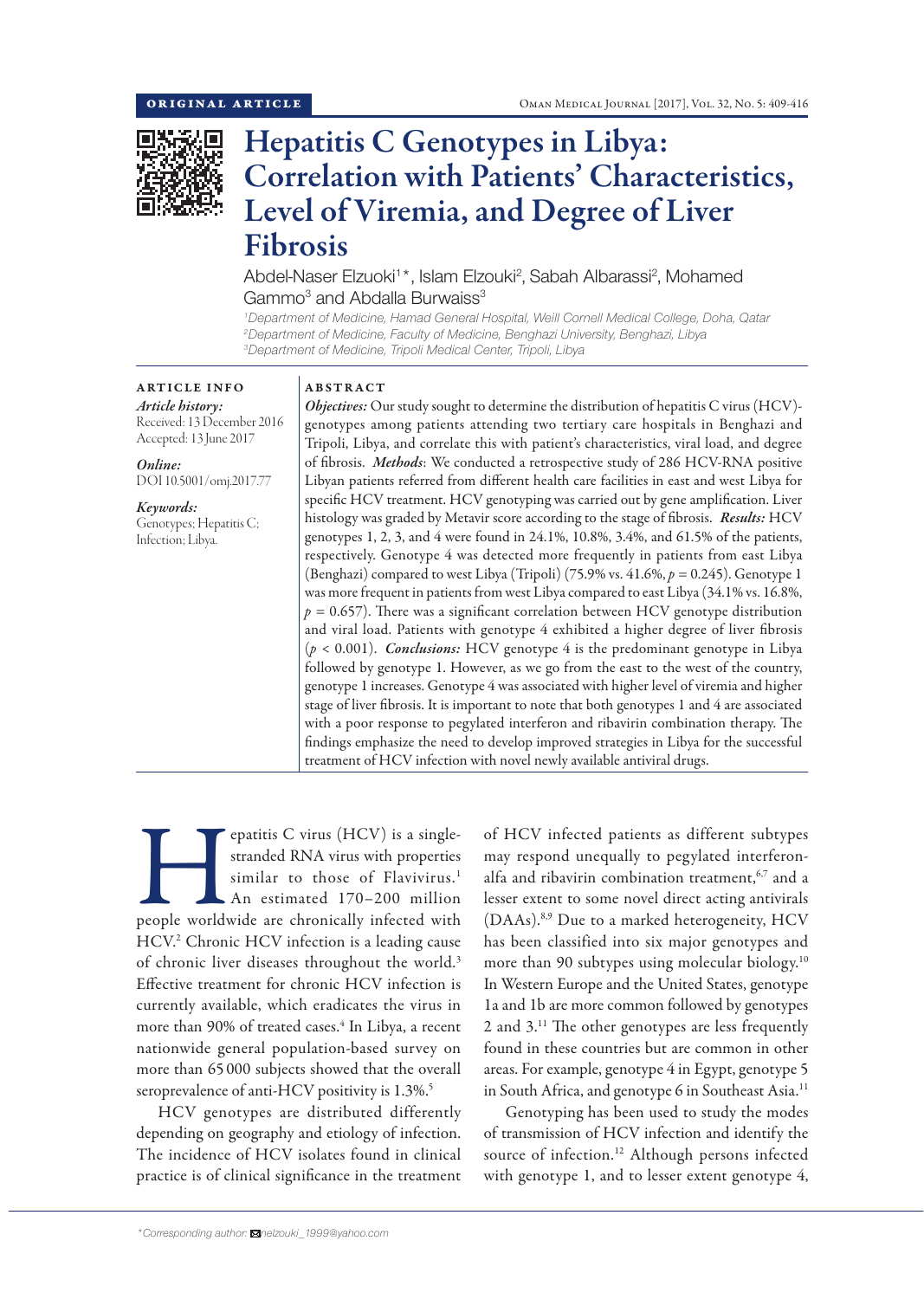ORIGINAL ARTICLE

# Hepatitis C Genotypes in Libya: Correlation with Patients' Characteristics, Level of Viremia, and Degree of Liver Fibrosis

Abdel-Naser Elzouki[1]*, Islam Elzouki[2], Sabah Albarassi[2], Mohamed Gammo[3] and Abdalla Burwaiss[3]

[1]Department of Medicine, Hamad General Hospital, Weill Cornell Medical College, Doha, Qatar
[2]Department of Medicine, Faculty of Medicine, Benghazi University, Benghazi, Libya
[3]Department of Medicine, Tripoli Medical Center, Tripoli, Libya

## ARTICLE INFO

*Article history:*
Received: 13 December 2016
Accepted: 13 June 2017

*Online:*
DOI 10.5001/omj.2017.77

*Keywords:*
Genotypes; Hepatitis C; Infection; Libya.

## ABSTRACT

***Objectives:*** Our study sought to determine the distribution of hepatitis C virus (HCV)-genotypes among patients attending two tertiary care hospitals in Benghazi and Tripoli, Libya, and correlate this with patient's characteristics, viral load, and degree of fibrosis. ***Methods***: We conducted a retrospective study of 286 HCV-RNA positive Libyan patients referred from different health care facilities in east and west Libya for specific HCV treatment. HCV genotyping was carried out by gene amplification. Liver histology was graded by Metavir score according to the stage of fibrosis. ***Results:*** HCV genotypes 1, 2, 3, and 4 were found in 24.1%, 10.8%, 3.4%, and 61.5% of the patients, respectively. Genotype 4 was detected more frequently in patients from east Libya (Benghazi) compared to west Libya (Tripoli) (75.9% vs. 41.6%, $p = 0.245$). Genotype 1 was more frequent in patients from west Libya compared to east Libya (34.1% vs. 16.8%, $p = 0.657$). There was a significant correlation between HCV genotype distribution and viral load. Patients with genotype 4 exhibited a higher degree of liver fibrosis ($p < 0.001$). ***Conclusions:*** HCV genotype 4 is the predominant genotype in Libya followed by genotype 1. However, as we go from the east to the west of the country, genotype 1 increases. Genotype 4 was associated with higher level of viremia and higher stage of liver fibrosis. It is important to note that both genotypes 1 and 4 are associated with a poor response to pegylated interferon and ribavirin combination therapy. The findings emphasize the need to develop improved strategies in Libya for the successful treatment of HCV infection with novel newly available antiviral drugs.

Hepatitis C virus (HCV) is a single-stranded RNA virus with properties similar to those of Flavivirus.[1] An estimated 170–200 million people worldwide are chronically infected with HCV.[2] Chronic HCV infection is a leading cause of chronic liver diseases throughout the world.[3] Effective treatment for chronic HCV infection is currently available, which eradicates the virus in more than 90% of treated cases.[4] In Libya, a recent nationwide general population-based survey on more than 65 000 subjects showed that the overall seroprevalence of anti-HCV positivity is 1.3%.[5]

HCV genotypes are distributed differently depending on geography and etiology of infection. The incidence of HCV isolates found in clinical practice is of clinical significance in the treatment of HCV infected patients as different subtypes may respond unequally to pegylated interferon-alfa and ribavirin combination treatment,[6,7] and a lesser extent to some novel direct acting antivirals (DAAs).[8,9] Due to a marked heterogeneity, HCV has been classified into six major genotypes and more than 90 subtypes using molecular biology.[10] In Western Europe and the United States, genotype 1a and 1b are more common followed by genotypes 2 and 3.[11] The other genotypes are less frequently found in these countries but are common in other areas. For example, genotype 4 in Egypt, genotype 5 in South Africa, and genotype 6 in Southeast Asia.[11]

Genotyping has been used to study the modes of transmission of HCV infection and identify the source of infection.[12] Although persons infected with genotype 1, and to lesser extent genotype 4,

*Corresponding author: nelzouki_1999@yahoo.com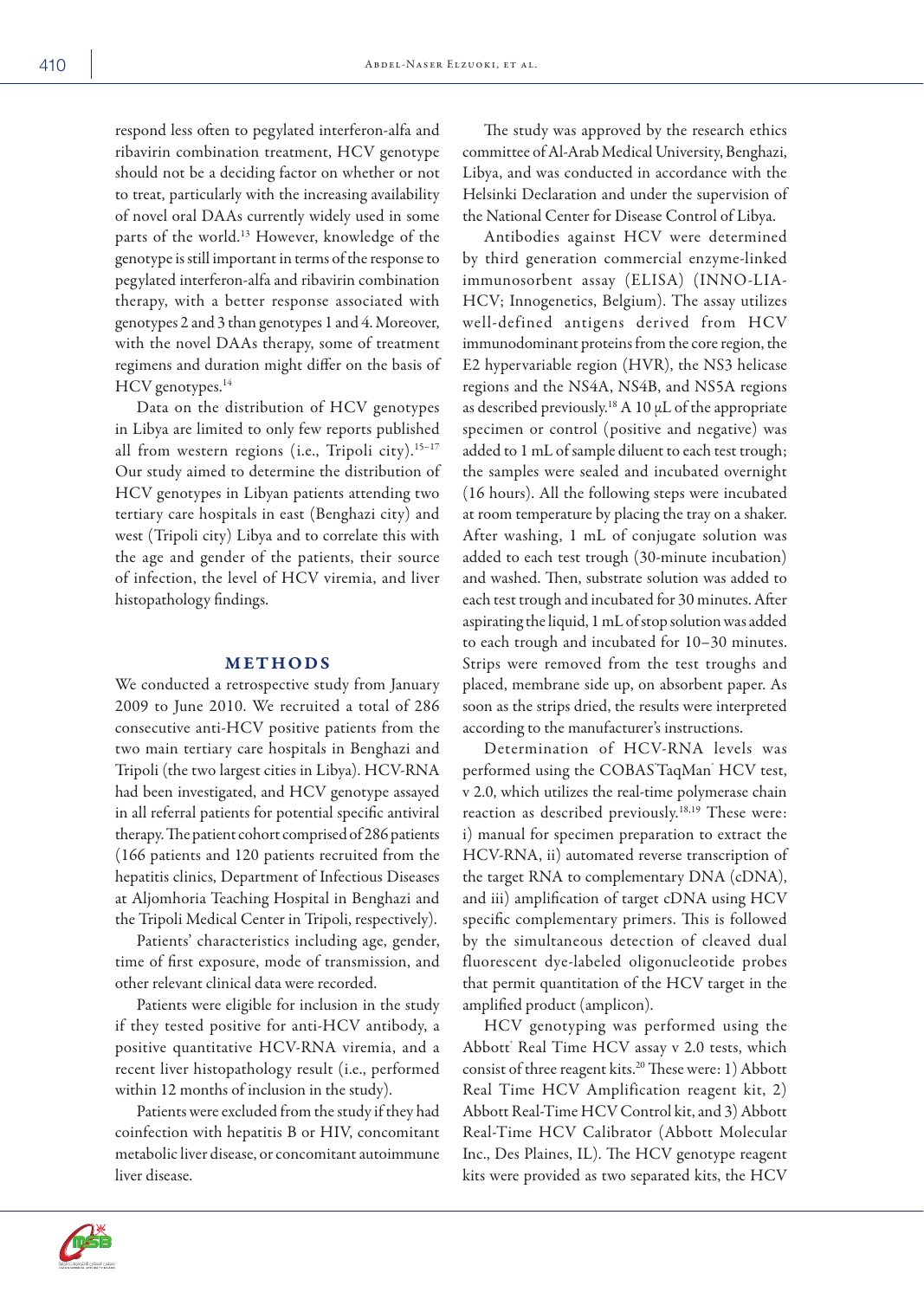respond less often to pegylated interferon-alfa and ribavirin combination treatment, HCV genotype should not be a deciding factor on whether or not to treat, particularly with the increasing availability of novel oral DAAs currently widely used in some parts of the world.[13] However, knowledge of the genotype is still important in terms of the response to pegylated interferon-alfa and ribavirin combination therapy, with a better response associated with genotypes 2 and 3 than genotypes 1 and 4. Moreover, with the novel DAAs therapy, some of treatment regimens and duration might differ on the basis of HCV genotypes.[14]

Data on the distribution of HCV genotypes in Libya are limited to only few reports published all from western regions (i.e., Tripoli city).[15–17] Our study aimed to determine the distribution of HCV genotypes in Libyan patients attending two tertiary care hospitals in east (Benghazi city) and west (Tripoli city) Libya and to correlate this with the age and gender of the patients, their source of infection, the level of HCV viremia, and liver histopathology findings.

## METHODS

We conducted a retrospective study from January 2009 to June 2010. We recruited a total of 286 consecutive anti-HCV positive patients from the two main tertiary care hospitals in Benghazi and Tripoli (the two largest cities in Libya). HCV-RNA had been investigated, and HCV genotype assayed in all referral patients for potential specific antiviral therapy. The patient cohort comprised of 286 patients (166 patients and 120 patients recruited from the hepatitis clinics, Department of Infectious Diseases at Aljomhoria Teaching Hospital in Benghazi and the Tripoli Medical Center in Tripoli, respectively).

Patients' characteristics including age, gender, time of first exposure, mode of transmission, and other relevant clinical data were recorded.

Patients were eligible for inclusion in the study if they tested positive for anti-HCV antibody, a positive quantitative HCV-RNA viremia, and a recent liver histopathology result (i.e., performed within 12 months of inclusion in the study).

Patients were excluded from the study if they had coinfection with hepatitis B or HIV, concomitant metabolic liver disease, or concomitant autoimmune liver disease.

The study was approved by the research ethics committee of Al-Arab Medical University, Benghazi, Libya, and was conducted in accordance with the Helsinki Declaration and under the supervision of the National Center for Disease Control of Libya.

Antibodies against HCV were determined by third generation commercial enzyme-linked immunosorbent assay (ELISA) (INNO-LIA-HCV; Innogenetics, Belgium). The assay utilizes well-defined antigens derived from HCV immunodominant proteins from the core region, the E2 hypervariable region (HVR), the NS3 helicase regions and the NS4A, NS4B, and NS5A regions as described previously.[18] A 10 µL of the appropriate specimen or control (positive and negative) was added to 1 mL of sample diluent to each test trough; the samples were sealed and incubated overnight (16 hours). All the following steps were incubated at room temperature by placing the tray on a shaker. After washing, 1 mL of conjugate solution was added to each test trough (30-minute incubation) and washed. Then, substrate solution was added to each test trough and incubated for 30 minutes. After aspirating the liquid, 1 mL of stop solution was added to each trough and incubated for 10–30 minutes. Strips were removed from the test troughs and placed, membrane side up, on absorbent paper. As soon as the strips dried, the results were interpreted according to the manufacturer's instructions.

Determination of HCV-RNA levels was performed using the COBAS®TaqMan® HCV test, v 2.0, which utilizes the real-time polymerase chain reaction as described previously.[18,19] These were: i) manual for specimen preparation to extract the HCV-RNA, ii) automated reverse transcription of the target RNA to complementary DNA (cDNA), and iii) amplification of target cDNA using HCV specific complementary primers. This is followed by the simultaneous detection of cleaved dual fluorescent dye-labeled oligonucleotide probes that permit quantitation of the HCV target in the amplified product (amplicon).

HCV genotyping was performed using the Abbott® Real Time HCV assay v 2.0 tests, which consist of three reagent kits.[20] These were: 1) Abbott Real Time HCV Amplification reagent kit, 2) Abbott Real-Time HCV Control kit, and 3) Abbott Real-Time HCV Calibrator (Abbott Molecular Inc., Des Plaines, IL). The HCV genotype reagent kits were provided as two separated kits, the HCV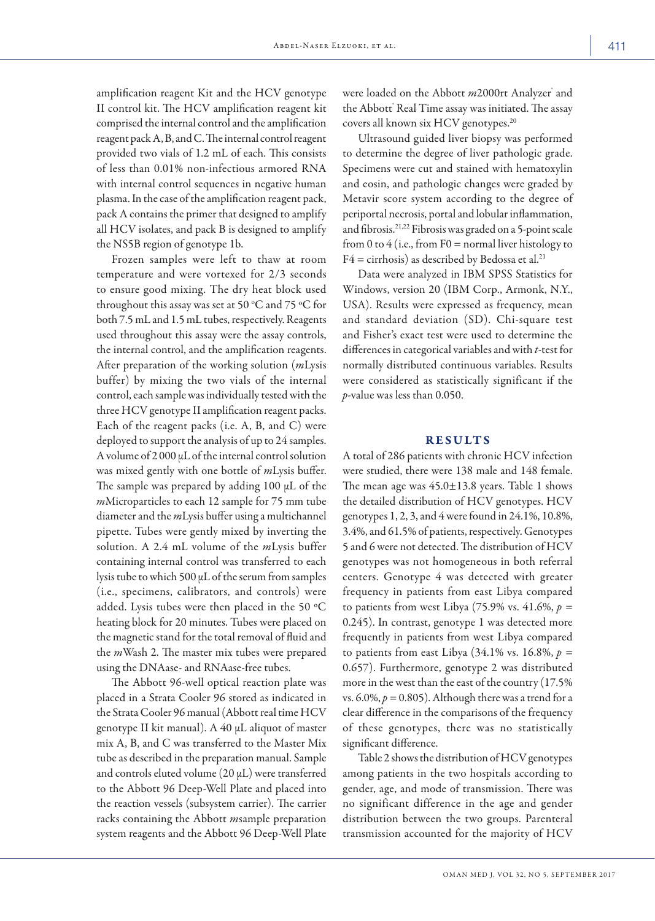amplification reagent Kit and the HCV genotype II control kit. The HCV amplification reagent kit comprised the internal control and the amplification reagent pack A, B, and C. The internal control reagent provided two vials of 1.2 mL of each. This consists of less than 0.01% non-infectious armored RNA with internal control sequences in negative human plasma. In the case of the amplification reagent pack, pack A contains the primer that designed to amplify all HCV isolates, and pack B is designed to amplify the NS5B region of genotype 1b.

Frozen samples were left to thaw at room temperature and were vortexed for 2/3 seconds to ensure good mixing. The dry heat block used throughout this assay was set at 50 ºC and 75 ºC for both 7.5 mL and 1.5 mL tubes, respectively. Reagents used throughout this assay were the assay controls, the internal control, and the amplification reagents. After preparation of the working solution (*m*Lysis buffer) by mixing the two vials of the internal control, each sample was individually tested with the three HCV genotype II amplification reagent packs. Each of the reagent packs (i.e. A, B, and C) were deployed to support the analysis of up to 24 samples. A volume of 2 000 µL of the internal control solution was mixed gently with one bottle of *m*Lysis buffer. The sample was prepared by adding 100 µL of the *m*Microparticles to each 12 sample for 75 mm tube diameter and the *m*Lysis buffer using a multichannel pipette. Tubes were gently mixed by inverting the solution. A 2.4 mL volume of the *m*Lysis buffer containing internal control was transferred to each lysis tube to which 500 µL of the serum from samples (i.e., specimens, calibrators, and controls) were added. Lysis tubes were then placed in the 50 ºC heating block for 20 minutes. Tubes were placed on the magnetic stand for the total removal of fluid and the *m*Wash 2. The master mix tubes were prepared using the DNAase- and RNAase-free tubes.

The Abbott 96-well optical reaction plate was placed in a Strata Cooler 96 stored as indicated in the Strata Cooler 96 manual (Abbott real time HCV genotype II kit manual). A 40 µL aliquot of master mix A, B, and C was transferred to the Master Mix tube as described in the preparation manual. Sample and controls eluted volume (20 µL) were transferred to the Abbott 96 Deep-Well Plate and placed into the reaction vessels (subsystem carrier). The carrier racks containing the Abbott *m*sample preparation system reagents and the Abbott 96 Deep-Well Plate were loaded on the Abbott *m*2000rt Analyzer® and the Abbott® Real Time assay was initiated. The assay covers all known six HCV genotypes.[20]

Ultrasound guided liver biopsy was performed to determine the degree of liver pathologic grade. Specimens were cut and stained with hematoxylin and eosin, and pathologic changes were graded by Metavir score system according to the degree of periportal necrosis, portal and lobular inflammation, and fibrosis.[21,22] Fibrosis was graded on a 5-point scale from 0 to 4 (i.e., from F0 = normal liver histology to F4 = cirrhosis) as described by Bedossa et al.[21]

Data were analyzed in IBM SPSS Statistics for Windows, version 20 (IBM Corp., Armonk, N.Y., USA). Results were expressed as frequency, mean and standard deviation (SD). Chi-square test and Fisher's exact test were used to determine the differences in categorical variables and with *t*-test for normally distributed continuous variables. Results were considered as statistically significant if the *p*-value was less than 0.050.

## RESULTS

A total of 286 patients with chronic HCV infection were studied, there were 138 male and 148 female. The mean age was 45.0±13.8 years. Table 1 shows the detailed distribution of HCV genotypes. HCV genotypes 1, 2, 3, and 4 were found in 24.1%, 10.8%, 3.4%, and 61.5% of patients, respectively. Genotypes 5 and 6 were not detected. The distribution of HCV genotypes was not homogeneous in both referral centers. Genotype 4 was detected with greater frequency in patients from east Libya compared to patients from west Libya (75.9% vs. 41.6%, $p$ = 0.245). In contrast, genotype 1 was detected more frequently in patients from west Libya compared to patients from east Libya (34.1% vs. 16.8%, $p$ = 0.657). Furthermore, genotype 2 was distributed more in the west than the east of the country (17.5% vs. 6.0%, $p$ = 0.805). Although there was a trend for a clear difference in the comparisons of the frequency of these genotypes, there was no statistically significant difference.

Table 2 shows the distribution of HCV genotypes among patients in the two hospitals according to gender, age, and mode of transmission. There was no significant difference in the age and gender distribution between the two groups. Parenteral transmission accounted for the majority of HCV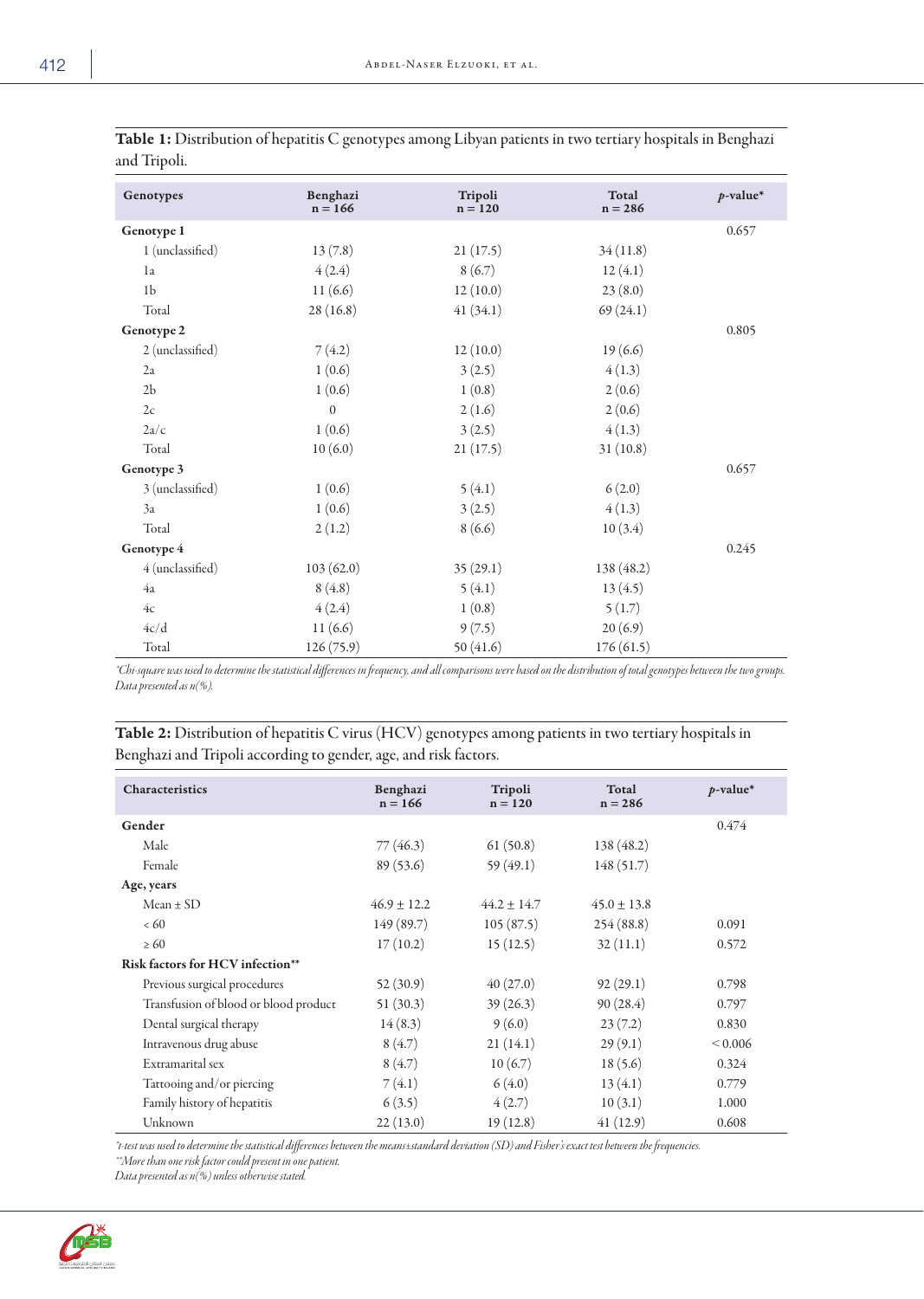**Table 1:** Distribution of hepatitis C genotypes among Libyan patients in two tertiary hospitals in Benghazi and Tripoli.

| Genotypes | Benghazi n = 166 | Tripoli n = 120 | Total n = 286 | *p*-value* |
|---|---|---|---|---|
| **Genotype 1** | | | | 0.657 |
| 1 (unclassified) | 13 (7.8) | 21 (17.5) | 34 (11.8) | |
| 1a | 4 (2.4) | 8 (6.7) | 12 (4.1) | |
| 1b | 11 (6.6) | 12 (10.0) | 23 (8.0) | |
| Total | 28 (16.8) | 41 (34.1) | 69 (24.1) | |
| **Genotype 2** | | | | 0.805 |
| 2 (unclassified) | 7 (4.2) | 12 (10.0) | 19 (6.6) | |
| 2a | 1 (0.6) | 3 (2.5) | 4 (1.3) | |
| 2b | 1 (0.6) | 1 (0.8) | 2 (0.6) | |
| 2c | 0 | 2 (1.6) | 2 (0.6) | |
| 2a/c | 1 (0.6) | 3 (2.5) | 4 (1.3) | |
| Total | 10 (6.0) | 21 (17.5) | 31 (10.8) | |
| **Genotype 3** | | | | 0.657 |
| 3 (unclassified) | 1 (0.6) | 5 (4.1) | 6 (2.0) | |
| 3a | 1 (0.6) | 3 (2.5) | 4 (1.3) | |
| Total | 2 (1.2) | 8 (6.6) | 10 (3.4) | |
| **Genotype 4** | | | | 0.245 |
| 4 (unclassified) | 103 (62.0) | 35 (29.1) | 138 (48.2) | |
| 4a | 8 (4.8) | 5 (4.1) | 13 (4.5) | |
| 4c | 4 (2.4) | 1 (0.8) | 5 (1.7) | |
| 4c/d | 11 (6.6) | 9 (7.5) | 20 (6.9) | |
| Total | 126 (75.9) | 50 (41.6) | 176 (61.5) | |

*\*Chi-square was used to determine the statistical differences in frequency, and all comparisons were based on the distribution of total genotypes between the two groups. Data presented as n(%).*

**Table 2:** Distribution of hepatitis C virus (HCV) genotypes among patients in two tertiary hospitals in Benghazi and Tripoli according to gender, age, and risk factors.

| Characteristics | Benghazi n = 166 | Tripoli n = 120 | Total n = 286 | *p*-value* |
|---|---|---|---|---|
| **Gender** | | | | 0.474 |
| Male | 77 (46.3) | 61 (50.8) | 138 (48.2) | |
| Female | 89 (53.6) | 59 (49.1) | 148 (51.7) | |
| **Age, years** | | | | |
| Mean ± SD | 46.9 ± 12.2 | 44.2 ± 14.7 | 45.0 ± 13.8 | |
| < 60 | 149 (89.7) | 105 (87.5) | 254 (88.8) | 0.091 |
| ≥ 60 | 17 (10.2) | 15 (12.5) | 32 (11.1) | 0.572 |
| **Risk factors for HCV infection\*\*** | | | | |
| Previous surgical procedures | 52 (30.9) | 40 (27.0) | 92 (29.1) | 0.798 |
| Transfusion of blood or blood product | 51 (30.3) | 39 (26.3) | 90 (28.4) | 0.797 |
| Dental surgical therapy | 14 (8.3) | 9 (6.0) | 23 (7.2) | 0.830 |
| Intravenous drug abuse | 8 (4.7) | 21 (14.1) | 29 (9.1) | < 0.006 |
| Extramarital sex | 8 (4.7) | 10 (6.7) | 18 (5.6) | 0.324 |
| Tattooing and/or piercing | 7 (4.1) | 6 (4.0) | 13 (4.1) | 0.779 |
| Family history of hepatitis | 6 (3.5) | 4 (2.7) | 10 (3.1) | 1.000 |
| Unknown | 22 (13.0) | 19 (12.8) | 41 (12.9) | 0.608 |

*\*t-test was used to determine the statistical differences between the means±standard deviation (SD) and Fisher's exact test between the frequencies.*
*\*\*More than one risk factor could present in one patient.*
*Data presented as n(%) unless otherwise stated.*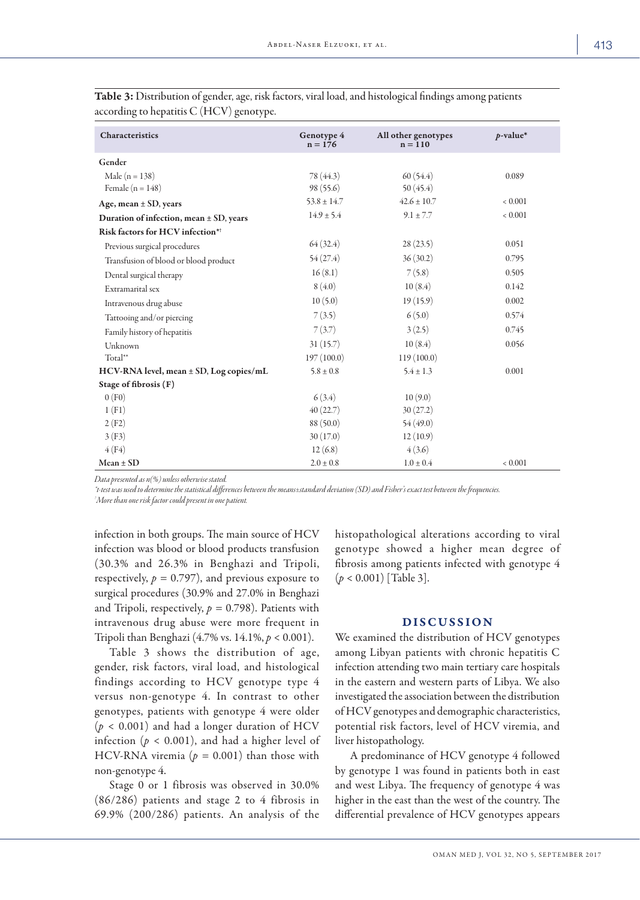**Table 3:** Distribution of gender, age, risk factors, viral load, and histological findings among patients according to hepatitis C (HCV) genotype.

| Characteristics | Genotype 4 n = 176 | All other genotypes n = 110 | $p$-value* |
|---|---|---|---|
| **Gender** | | | |
| Male (n = 138) | 78 (44.3) | 60 (54.4) | 0.089 |
| Female (n = 148) | 98 (55.6) | 50 (45.4) | |
| **Age, mean ± SD, years** | 53.8 ± 14.7 | 42.6 ± 10.7 | < 0.001 |
| **Duration of infection, mean ± SD, years** | 14.9 ± 5.4 | 9.1 ± 7.7 | < 0.001 |
| **Risk factors for HCV infection*†** | | | |
| Previous surgical procedures | 64 (32.4) | 28 (23.5) | 0.051 |
| Transfusion of blood or blood product | 54 (27.4) | 36 (30.2) | 0.795 |
| Dental surgical therapy | 16 (8.1) | 7 (5.8) | 0.505 |
| Extramarital sex | 8 (4.0) | 10 (8.4) | 0.142 |
| Intravenous drug abuse | 10 (5.0) | 19 (15.9) | 0.002 |
| Tattooing and/or piercing | 7 (3.5) | 6 (5.0) | 0.574 |
| Family history of hepatitis | 7 (3.7) | 3 (2.5) | 0.745 |
| Unknown | 31 (15.7) | 10 (8.4) | 0.056 |
| Total** | 197 (100.0) | 119 (100.0) | |
| **HCV-RNA level, mean ± SD, Log copies/mL** | 5.8 ± 0.8 | 5.4 ± 1.3 | 0.001 |
| **Stage of fibrosis (F)** | | | |
| 0 (F0) | 6 (3.4) | 10 (9.0) | |
| 1 (F1) | 40 (22.7) | 30 (27.2) | |
| 2 (F2) | 88 (50.0) | 54 (49.0) | |
| 3 (F3) | 30 (17.0) | 12 (10.9) | |
| 4 (F4) | 12 (6.8) | 4 (3.6) | |
| **Mean ± SD** | 2.0 ± 0.8 | 1.0 ± 0.4 | < 0.001 |

*Data presented as n(%) unless otherwise stated.*
*\*t-test was used to determine the statistical differences between the means±standard deviation (SD) and Fisher's exact test between the frequencies.*
*†More than one risk factor could present in one patient.*

infection in both groups. The main source of HCV infection was blood or blood products transfusion (30.3% and 26.3% in Benghazi and Tripoli, respectively, $p = 0.797$), and previous exposure to surgical procedures (30.9% and 27.0% in Benghazi and Tripoli, respectively, $p = 0.798$). Patients with intravenous drug abuse were more frequent in Tripoli than Benghazi (4.7% vs. 14.1%, $p < 0.001$).

Table 3 shows the distribution of age, gender, risk factors, viral load, and histological findings according to HCV genotype type 4 versus non-genotype 4. In contrast to other genotypes, patients with genotype 4 were older ($p < 0.001$) and had a longer duration of HCV infection ($p < 0.001$), and had a higher level of HCV-RNA viremia ($p = 0.001$) than those with non-genotype 4.

Stage 0 or 1 fibrosis was observed in 30.0% (86/286) patients and stage 2 to 4 fibrosis in 69.9% (200/286) patients. An analysis of the histopathological alterations according to viral genotype showed a higher mean degree of fibrosis among patients infected with genotype 4 ($p < 0.001$) [Table 3].

## DISCUSSION

We examined the distribution of HCV genotypes among Libyan patients with chronic hepatitis C infection attending two main tertiary care hospitals in the eastern and western parts of Libya. We also investigated the association between the distribution of HCV genotypes and demographic characteristics, potential risk factors, level of HCV viremia, and liver histopathology.

A predominance of HCV genotype 4 followed by genotype 1 was found in patients both in east and west Libya. The frequency of genotype 4 was higher in the east than the west of the country. The differential prevalence of HCV genotypes appears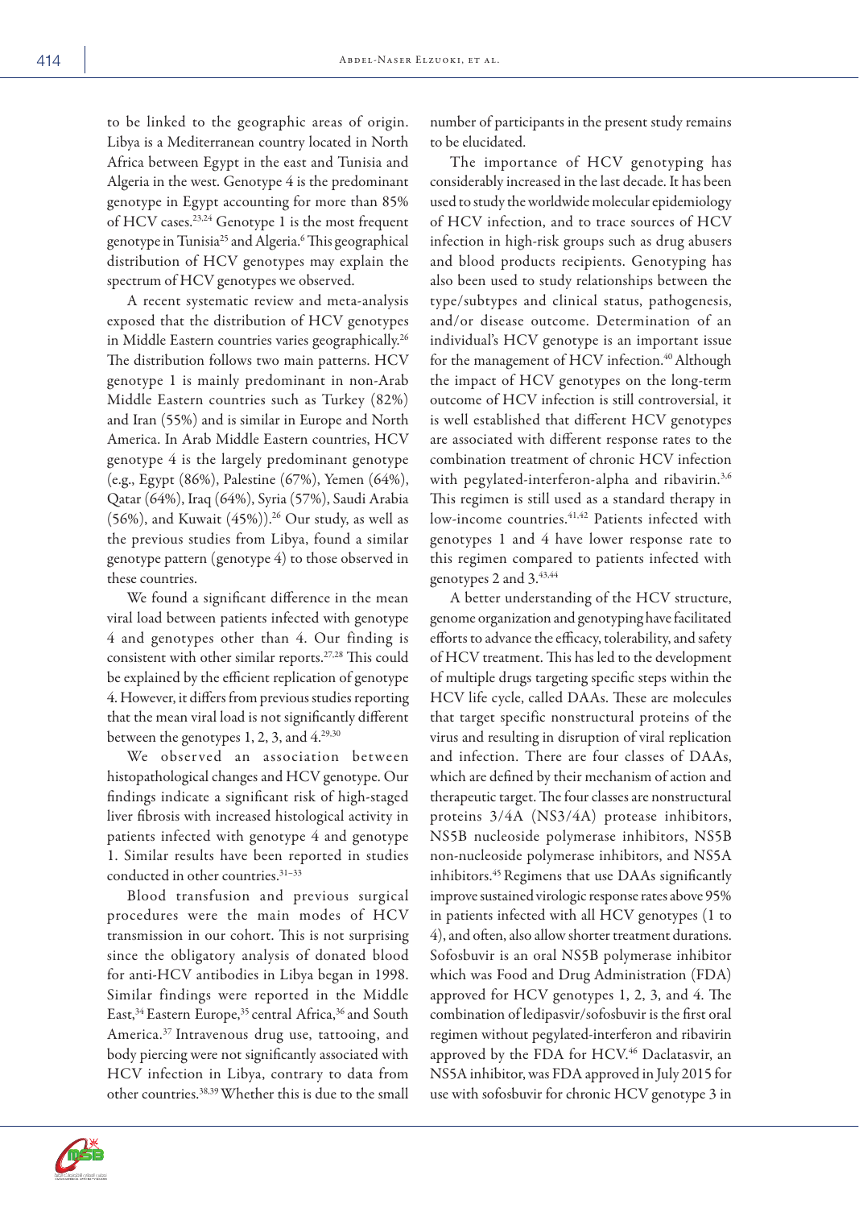to be linked to the geographic areas of origin. Libya is a Mediterranean country located in North Africa between Egypt in the east and Tunisia and Algeria in the west. Genotype 4 is the predominant genotype in Egypt accounting for more than 85% of HCV cases.[23,24] Genotype 1 is the most frequent genotype in Tunisia[25] and Algeria.[6] This geographical distribution of HCV genotypes may explain the spectrum of HCV genotypes we observed.

A recent systematic review and meta-analysis exposed that the distribution of HCV genotypes in Middle Eastern countries varies geographically.[26] The distribution follows two main patterns. HCV genotype 1 is mainly predominant in non-Arab Middle Eastern countries such as Turkey (82%) and Iran (55%) and is similar in Europe and North America. In Arab Middle Eastern countries, HCV genotype 4 is the largely predominant genotype (e.g., Egypt (86%), Palestine (67%), Yemen (64%), Qatar (64%), Iraq (64%), Syria (57%), Saudi Arabia (56%), and Kuwait (45%)).[26] Our study, as well as the previous studies from Libya, found a similar genotype pattern (genotype 4) to those observed in these countries.

We found a significant difference in the mean viral load between patients infected with genotype 4 and genotypes other than 4. Our finding is consistent with other similar reports.[27,28] This could be explained by the efficient replication of genotype 4. However, it differs from previous studies reporting that the mean viral load is not significantly different between the genotypes 1, 2, 3, and 4.[29,30]

We observed an association between histopathological changes and HCV genotype. Our findings indicate a significant risk of high-staged liver fibrosis with increased histological activity in patients infected with genotype 4 and genotype 1. Similar results have been reported in studies conducted in other countries.[31–33]

Blood transfusion and previous surgical procedures were the main modes of HCV transmission in our cohort. This is not surprising since the obligatory analysis of donated blood for anti-HCV antibodies in Libya began in 1998. Similar findings were reported in the Middle East,[34] Eastern Europe,[35] central Africa,[36] and South America.[37] Intravenous drug use, tattooing, and body piercing were not significantly associated with HCV infection in Libya, contrary to data from other countries.[38,39] Whether this is due to the small number of participants in the present study remains to be elucidated.

The importance of HCV genotyping has considerably increased in the last decade. It has been used to study the worldwide molecular epidemiology of HCV infection, and to trace sources of HCV infection in high-risk groups such as drug abusers and blood products recipients. Genotyping has also been used to study relationships between the type/subtypes and clinical status, pathogenesis, and/or disease outcome. Determination of an individual's HCV genotype is an important issue for the management of HCV infection.[40] Although the impact of HCV genotypes on the long-term outcome of HCV infection is still controversial, it is well established that different HCV genotypes are associated with different response rates to the combination treatment of chronic HCV infection with pegylated-interferon-alpha and ribavirin.[3,6] This regimen is still used as a standard therapy in low-income countries.[41,42] Patients infected with genotypes 1 and 4 have lower response rate to this regimen compared to patients infected with genotypes 2 and 3.[43,44]

A better understanding of the HCV structure, genome organization and genotyping have facilitated efforts to advance the efficacy, tolerability, and safety of HCV treatment. This has led to the development of multiple drugs targeting specific steps within the HCV life cycle, called DAAs. These are molecules that target specific nonstructural proteins of the virus and resulting in disruption of viral replication and infection. There are four classes of DAAs, which are defined by their mechanism of action and therapeutic target. The four classes are nonstructural proteins 3/4A (NS3/4A) protease inhibitors, NS5B nucleoside polymerase inhibitors, NS5B non-nucleoside polymerase inhibitors, and NS5A inhibitors.[45] Regimens that use DAAs significantly improve sustained virologic response rates above 95% in patients infected with all HCV genotypes (1 to 4), and often, also allow shorter treatment durations. Sofosbuvir is an oral NS5B polymerase inhibitor which was Food and Drug Administration (FDA) approved for HCV genotypes 1, 2, 3, and 4. The combination of ledipasvir/sofosbuvir is the first oral regimen without pegylated-interferon and ribavirin approved by the FDA for HCV.[46] Daclatasvir, an NS5A inhibitor, was FDA approved in July 2015 for use with sofosbuvir for chronic HCV genotype 3 in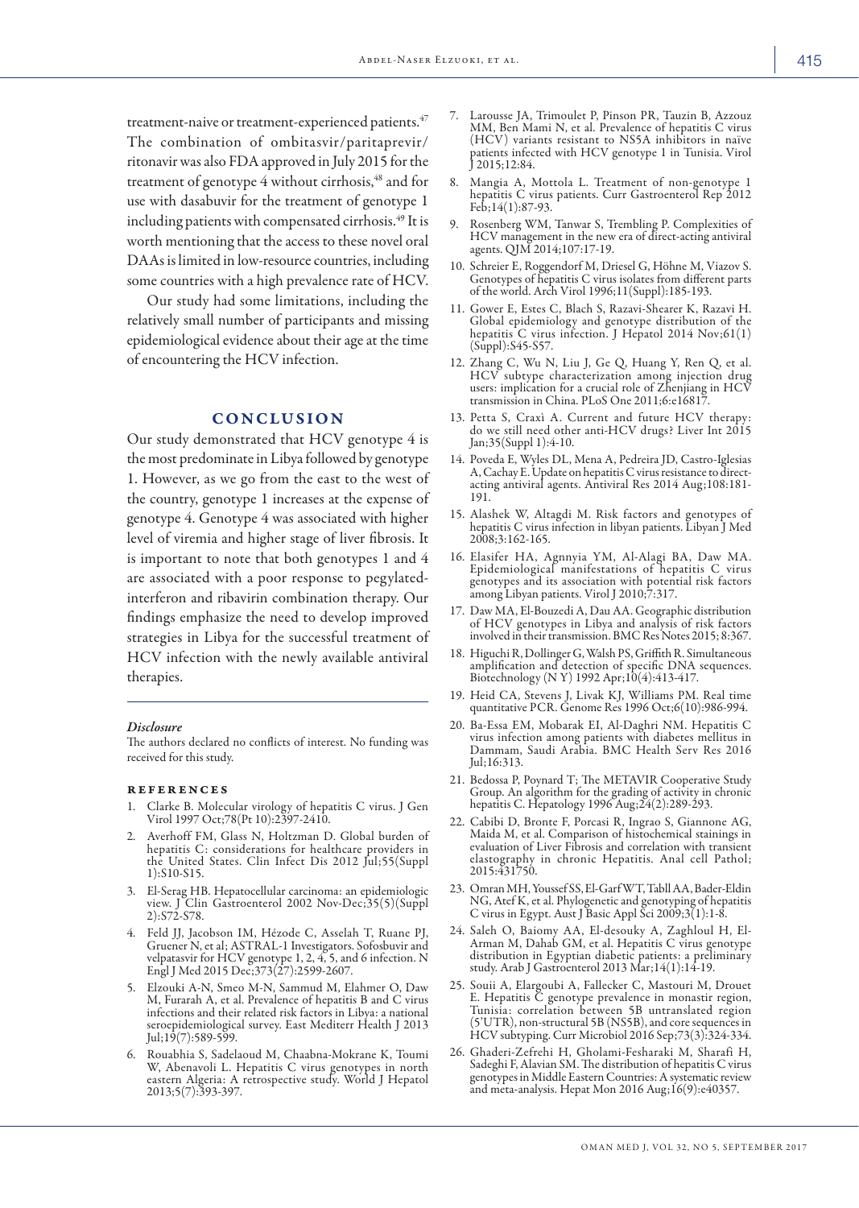treatment-naive or treatment-experienced patients.[47] The combination of ombitasvir/paritaprevir/ritonavir was also FDA approved in July 2015 for the treatment of genotype 4 without cirrhosis,[48] and for use with dasabuvir for the treatment of genotype 1 including patients with compensated cirrhosis.[49] It is worth mentioning that the access to these novel oral DAAs is limited in low-resource countries, including some countries with a high prevalence rate of HCV.

Our study had some limitations, including the relatively small number of participants and missing epidemiological evidence about their age at the time of encountering the HCV infection.

## CONCLUSION

Our study demonstrated that HCV genotype 4 is the most predominate in Libya followed by genotype 1. However, as we go from the east to the west of the country, genotype 1 increases at the expense of genotype 4. Genotype 4 was associated with higher level of viremia and higher stage of liver fibrosis. It is important to note that both genotypes 1 and 4 are associated with a poor response to pegylated-interferon and ribavirin combination therapy. Our findings emphasize the need to develop improved strategies in Libya for the successful treatment of HCV infection with the newly available antiviral therapies.

### *Disclosure*

The authors declared no conflicts of interest. No funding was received for this study.

### REFERENCES

1. Clarke B. Molecular virology of hepatitis C virus. J Gen Virol 1997 Oct;78(Pt 10):2397-2410.
2. Averhoff FM, Glass N, Holtzman D. Global burden of hepatitis C: considerations for healthcare providers in the United States. Clin Infect Dis 2012 Jul;55(Suppl 1):S10-S15.
3. El-Serag HB. Hepatocellular carcinoma: an epidemiologic view. J Clin Gastroenterol 2002 Nov-Dec;35(5)(Suppl 2):S72-S78.
4. Feld JJ, Jacobson IM, Hézode C, Asselah T, Ruane PJ, Gruener N, et al; ASTRAL-1 Investigators. Sofosbuvir and velpatasvir for HCV genotype 1, 2, 4, 5, and 6 infection. N Engl J Med 2015 Dec;373(27):2599-2607.
5. Elzouki A-N, Smeo M-N, Sammud M, Elahmer O, Daw M, Furarah A, et al. Prevalence of hepatitis B and C virus infections and their related risk factors in Libya: a national seroepidemiological survey. East Mediterr Health J 2013 Jul;19(7):589-599.
6. Rouabhia S, Sadelaoud M, Chaabna-Mokrane K, Toumi W, Abenavoli L. Hepatitis C virus genotypes in north eastern Algeria: A retrospective study. World J Hepatol 2013;5(7):393-397.
7. Larousse JA, Trimoulet P, Pinson PR, Tauzin B, Azzouz MM, Ben Mami N, et al. Prevalence of hepatitis C virus (HCV) variants resistant to NS5A inhibitors in naïve patients infected with HCV genotype 1 in Tunisia. Virol J 2015;12:84.
8. Mangia A, Mottola L. Treatment of non-genotype 1 hepatitis C virus patients. Curr Gastroenterol Rep 2012 Feb;14(1):87-93.
9. Rosenberg WM, Tanwar S, Trembling P. Complexities of HCV management in the new era of direct-acting antiviral agents. QJM 2014;107:17-19.
10. Schreier E, Roggendorf M, Driesel G, Höhne M, Viazov S. Genotypes of hepatitis C virus isolates from different parts of the world. Arch Virol 1996;11(Suppl):185-193.
11. Gower E, Estes C, Blach S, Razavi-Shearer K, Razavi H. Global epidemiology and genotype distribution of the hepatitis C virus infection. J Hepatol 2014 Nov;61(1)(Suppl):S45-S57.
12. Zhang C, Wu N, Liu J, Ge Q, Huang Y, Ren Q, et al. HCV subtype characterization among injection drug users: implication for a crucial role of Zhenjiang in HCV transmission in China. PLoS One 2011;6:e16817.
13. Petta S, Craxì A. Current and future HCV therapy: do we still need other anti-HCV drugs? Liver Int 2015 Jan;35(Suppl 1):4-10.
14. Poveda E, Wyles DL, Mena A, Pedreira JD, Castro-Iglesias A, Cachay E. Update on hepatitis C virus resistance to direct-acting antiviral agents. Antiviral Res 2014 Aug;108:181-191.
15. Alashek W, Altagdi M. Risk factors and genotypes of hepatitis C virus infection in libyan patients. Libyan J Med 2008;3:162-165.
16. Elasifer HA, Agnnyia YM, Al-Alagi BA, Daw MA. Epidemiological manifestations of hepatitis C virus genotypes and its association with potential risk factors among Libyan patients. Virol J 2010;7:317.
17. Daw MA, El-Bouzedi A, Dau AA. Geographic distribution of HCV genotypes in Libya and analysis of risk factors involved in their transmission. BMC Res Notes 2015; 8:367.
18. Higuchi R, Dollinger G, Walsh PS, Griffith R. Simultaneous amplification and detection of specific DNA sequences. Biotechnology (N Y) 1992 Apr;10(4):413-417.
19. Heid CA, Stevens J, Livak KJ, Williams PM. Real time quantitative PCR. Genome Res 1996 Oct;6(10):986-994.
20. Ba-Essa EM, Mobarak EI, Al-Daghri NM. Hepatitis C virus infection among patients with diabetes mellitus in Dammam, Saudi Arabia. BMC Health Serv Res 2016 Jul;16:313.
21. Bedossa P, Poynard T; The METAVIR Cooperative Study Group. An algorithm for the grading of activity in chronic hepatitis C. Hepatology 1996 Aug;24(2):289-293.
22. Cabibi D, Bronte F, Porcasi R, Ingrao S, Giannone AG, Maida M, et al. Comparison of histochemical stainings in evaluation of Liver Fibrosis and correlation with transient elastography in chronic Hepatitis. Anal cell Pathol; 2015:431750.
23. Omran MH, Youssef SS, El-Garf WT, Tabll AA, Bader-Eldin NG, Atef K, et al. Phylogenetic and genotyping of hepatitis C virus in Egypt. Aust J Basic Appl Sci 2009;3(1):1-8.
24. Saleh O, Baiomy AA, El-desouky A, Zaghloul H, El-Arman M, Dahab GM, et al. Hepatitis C virus genotype distribution in Egyptian diabetic patients: a preliminary study. Arab J Gastroenterol 2013 Mar;14(1):14-19.
25. Souii A, Elargoubi A, Fallecker C, Mastouri M, Drouet E. Hepatitis C genotype prevalence in monastir region, Tunisia: correlation between 5B untranslated region (5'UTR), non-structural 5B (NS5B), and core sequences in HCV subtyping. Curr Microbiol 2016 Sep;73(3):324-334.
26. Ghaderi-Zefrehi H, Gholami-Fesharaki M, Sharafi H, Sadeghi F, Alavian SM. The distribution of hepatitis C virus genotypes in Middle Eastern Countries: A systematic review and meta-analysis. Hepat Mon 2016 Aug;16(9):e40357.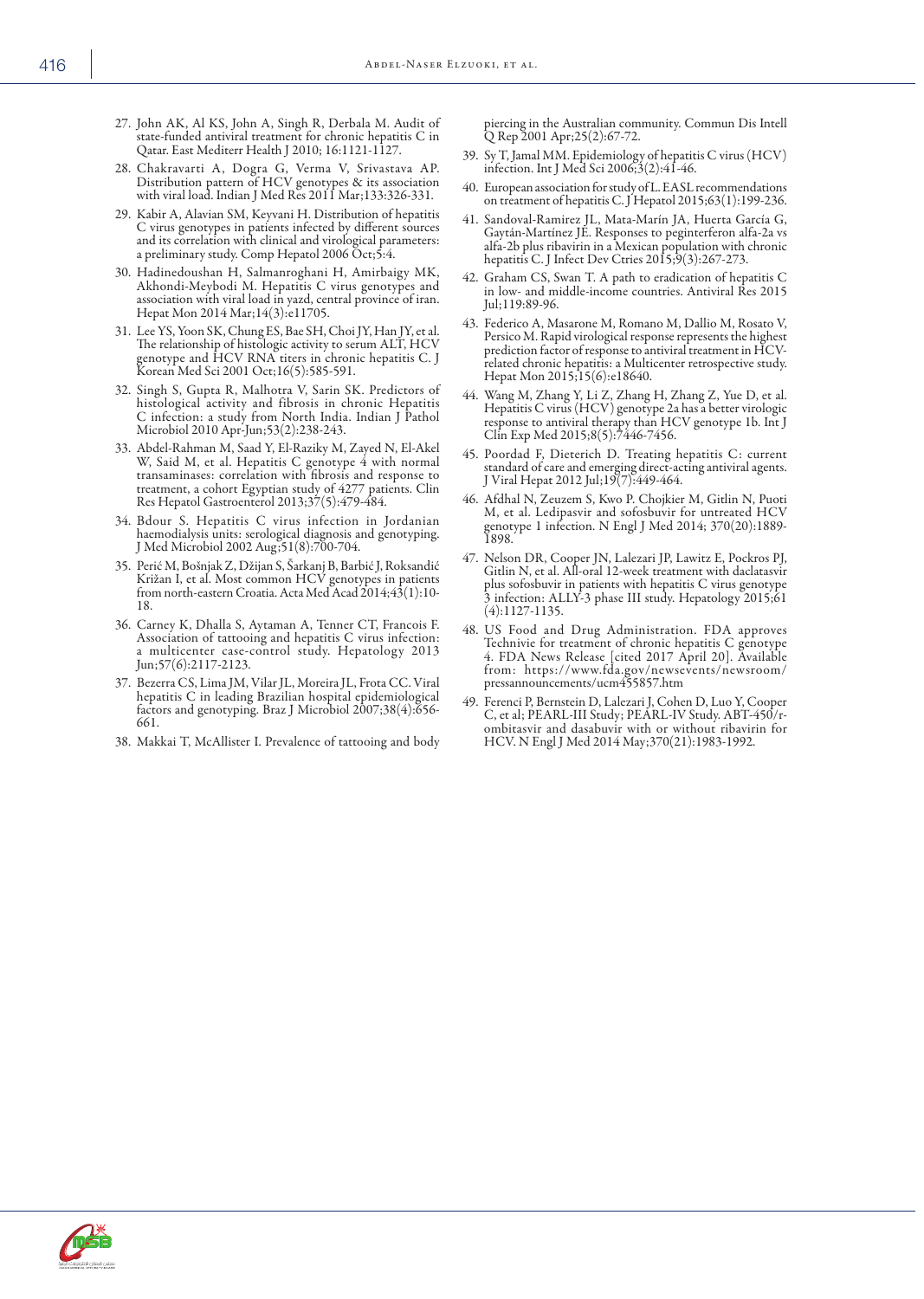27. John AK, Al KS, John A, Singh R, Derbala M. Audit of state-funded antiviral treatment for chronic hepatitis C in Qatar. East Mediterr Health J 2010; 16:1121-1127.
28. Chakravarti A, Dogra G, Verma V, Srivastava AP. Distribution pattern of HCV genotypes & its association with viral load. Indian J Med Res 2011 Mar;133:326-331.
29. Kabir A, Alavian SM, Keyvani H. Distribution of hepatitis C virus genotypes in patients infected by different sources and its correlation with clinical and virological parameters: a preliminary study. Comp Hepatol 2006 Oct;5:4.
30. Hadinedoushan H, Salmanroghani H, Amirbaigy MK, Akhondi-Meybodi M. Hepatitis C virus genotypes and association with viral load in yazd, central province of iran. Hepat Mon 2014 Mar;14(3):e11705.
31. Lee YS, Yoon SK, Chung ES, Bae SH, Choi JY, Han JY, et al. The relationship of histologic activity to serum ALT, HCV genotype and HCV RNA titers in chronic hepatitis C. J Korean Med Sci 2001 Oct;16(5):585-591.
32. Singh S, Gupta R, Malhotra V, Sarin SK. Predictors of histological activity and fibrosis in chronic Hepatitis C infection: a study from North India. Indian J Pathol Microbiol 2010 Apr-Jun;53(2):238-243.
33. Abdel-Rahman M, Saad Y, El-Raziky M, Zayed N, El-Akel W, Said M, et al. Hepatitis C genotype 4 with normal transaminases: correlation with fibrosis and response to treatment, a cohort Egyptian study of 4277 patients. Clin Res Hepatol Gastroenterol 2013;37(5):479-484.
34. Bdour S. Hepatitis C virus infection in Jordanian haemodialysis units: serological diagnosis and genotyping. J Med Microbiol 2002 Aug;51(8):700-704.
35. Perić M, Bošnjak Z, Džijan S, Šarkanj B, Barbić J, Roksandić Križan I, et al. Most common HCV genotypes in patients from north-eastern Croatia. Acta Med Acad 2014;43(1):10-18.
36. Carney K, Dhalla S, Aytaman A, Tenner CT, Francois F. Association of tattooing and hepatitis C virus infection: a multicenter case-control study. Hepatology 2013 Jun;57(6):2117-2123.
37. Bezerra CS, Lima JM, Vilar JL, Moreira JL, Frota CC. Viral hepatitis C in leading Brazilian hospital epidemiological factors and genotyping. Braz J Microbiol 2007;38(4):656-661.
38. Makkai T, McAllister I. Prevalence of tattooing and body piercing in the Australian community. Commun Dis Intell Q Rep 2001 Apr;25(2):67-72.
39. Sy T, Jamal MM. Epidemiology of hepatitis C virus (HCV) infection. Int J Med Sci 2006;3(2):41-46.
40. European association for study of L. EASL recommendations on treatment of hepatitis C. J Hepatol 2015;63(1):199-236.
41. Sandoval-Ramirez JL, Mata-Marín JA, Huerta García G, Gaytán-Martínez JE. Responses to peginterferon alfa-2a vs alfa-2b plus ribavirin in a Mexican population with chronic hepatitis C. J Infect Dev Ctries 2015;9(3):267-273.
42. Graham CS, Swan T. A path to eradication of hepatitis C in low- and middle-income countries. Antiviral Res 2015 Jul;119:89-96.
43. Federico A, Masarone M, Romano M, Dallio M, Rosato V, Persico M. Rapid virological response represents the highest prediction factor of response to antiviral treatment in HCV-related chronic hepatitis: a Multicenter retrospective study. Hepat Mon 2015;15(6):e18640.
44. Wang M, Zhang Y, Li Z, Zhang H, Zhang Z, Yue D, et al. Hepatitis C virus (HCV) genotype 2a has a better virologic response to antiviral therapy than HCV genotype 1b. Int J Clin Exp Med 2015;8(5):7446-7456.
45. Poordad F, Dieterich D. Treating hepatitis C: current standard of care and emerging direct-acting antiviral agents. J Viral Hepat 2012 Jul;19(7):449-464.
46. Afdhal N, Zeuzem S, Kwo P. Chojkier M, Gitlin N, Puoti M, et al. Ledipasvir and sofosbuvir for untreated HCV genotype 1 infection. N Engl J Med 2014; 370(20):1889-1898.
47. Nelson DR, Cooper JN, Lalezari JP, Lawitz E, Pockros PJ, Gitlin N, et al. All-oral 12-week treatment with daclatasvir plus sofosbuvir in patients with hepatitis C virus genotype 3 infection: ALLY-3 phase III study. Hepatology 2015;61 (4):1127-1135.
48. US Food and Drug Administration. FDA approves Technivie for treatment of chronic hepatitis C genotype 4. FDA News Release [cited 2017 April 20]. Available from: https://www.fda.gov/newsevents/newsroom/pressannouncements/ucm455857.htm
49. Ferenci P, Bernstein D, Lalezari J, Cohen D, Luo Y, Cooper C, et al; PEARL-III Study; PEARL-IV Study. ABT-450/r-ombitasvir and dasabuvir with or without ribavirin for HCV. N Engl J Med 2014 May;370(21):1983-1992.